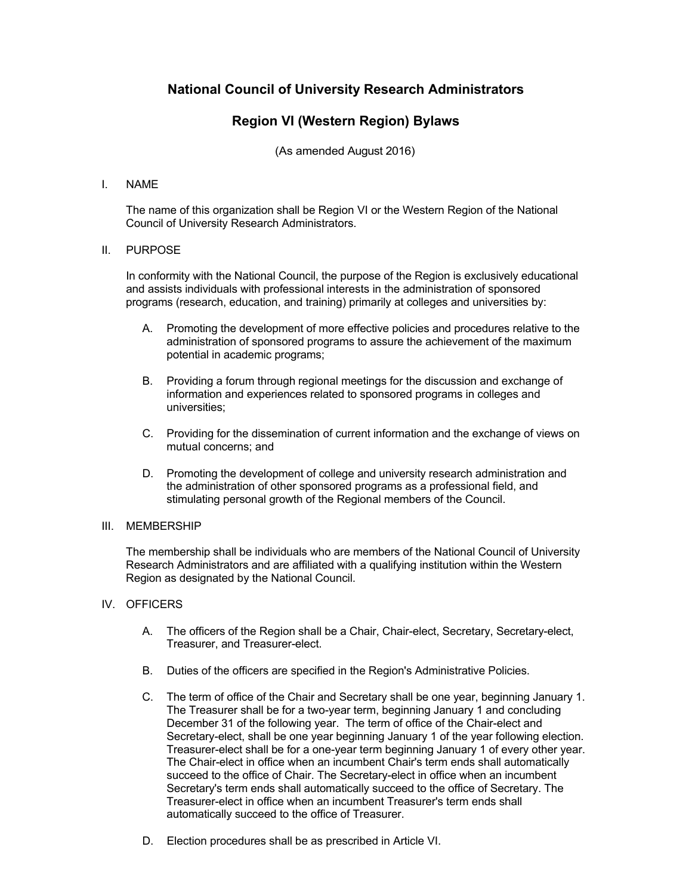# National Council of University Research Administrators

## Region VI (Western Region) Bylaws

(As amended August 2016)

I. NAME

The name of this organization shall be Region VI or the Western Region of the National Council of University Research Administrators.

II. PURPOSE

In conformity with the National Council, the purpose of the Region is exclusively educational and assists individuals with professional interests in the administration of sponsored programs (research, education, and training) primarily at colleges and universities by:

A. Promoting the development of more effective policies and procedures relative to the administration of sponsored programs to assure the achievement of the maximum potential in academic programs;

B. Providing a forum through regional meetings for the discussion and exchange of information and experiences related to sponsored programs in colleges and universities;

C. Providing for the dissemination of current information and the exchange of views on mutual concerns; and

D. Promoting the development of college and university research administration and the administration of other sponsored programs as a professional field, and stimulating personal growth of the Regional members of the Council.

III. MEMBERSHIP

The membership shall be individuals who are members of the National Council of University Research Administrators and are affiliated with a qualifying institution within the Western Region as designated by the National Council.

IV. OFFICERS

A. The officers of the Region shall be a Chair, Chair-elect, Secretary, Secretary-elect, Treasurer, and Treasurer-elect.

B. Duties of the officers are specified in the Region's Administrative Policies.

C. The term of office of the Chair and Secretary shall be one year, beginning January 1. The Treasurer shall be for a two-year term, beginning January 1 and concluding December 31 of the following year. The term of office of the Chair-elect and Secretary-elect, shall be one year beginning January 1 of the year following election. Treasurer-elect shall be for a one-year term beginning January 1 of every other year. The Chair-elect in office when an incumbent Chair's term ends shall automatically succeed to the office of Chair. The Secretary-elect in office when an incumbent Secretary's term ends shall automatically succeed to the office of Secretary. The Treasurer-elect in office when an incumbent Treasurer's term ends shall automatically succeed to the office of Treasurer.

D. Election procedures shall be as prescribed in Article VI.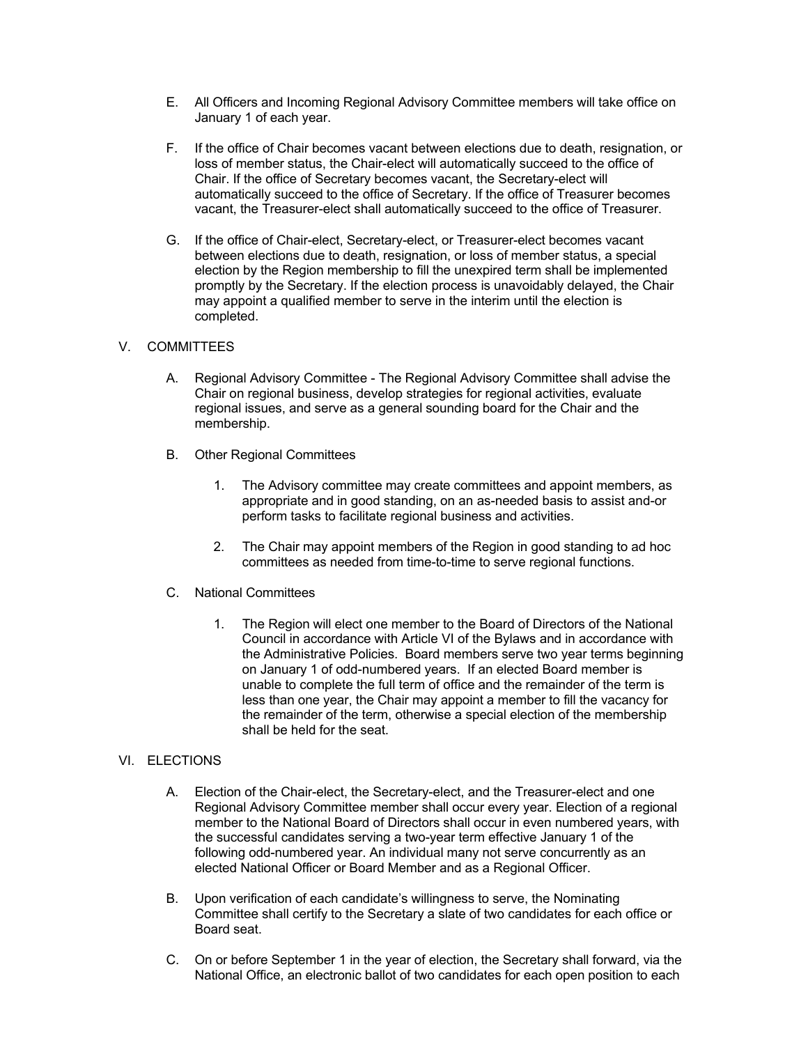E. All Officers and Incoming Regional Advisory Committee members will take office on January 1 of each year.

F. If the office of Chair becomes vacant between elections due to death, resignation, or loss of member status, the Chair-elect will automatically succeed to the office of Chair. If the office of Secretary becomes vacant, the Secretary-elect will automatically succeed to the office of Secretary. If the office of Treasurer becomes vacant, the Treasurer-elect shall automatically succeed to the office of Treasurer.

G. If the office of Chair-elect, Secretary-elect, or Treasurer-elect becomes vacant between elections due to death, resignation, or loss of member status, a special election by the Region membership to fill the unexpired term shall be implemented promptly by the Secretary. If the election process is unavoidably delayed, the Chair may appoint a qualified member to serve in the interim until the election is completed.

## V. COMMITTEES

A. Regional Advisory Committee - The Regional Advisory Committee shall advise the Chair on regional business, develop strategies for regional activities, evaluate regional issues, and serve as a general sounding board for the Chair and the membership.

B. Other Regional Committees

1. The Advisory committee may create committees and appoint members, as appropriate and in good standing, on an as-needed basis to assist and-or perform tasks to facilitate regional business and activities.

2. The Chair may appoint members of the Region in good standing to ad hoc committees as needed from time-to-time to serve regional functions.

C. National Committees

1. The Region will elect one member to the Board of Directors of the National Council in accordance with Article VI of the Bylaws and in accordance with the Administrative Policies. Board members serve two year terms beginning on January 1 of odd-numbered years. If an elected Board member is unable to complete the full term of office and the remainder of the term is less than one year, the Chair may appoint a member to fill the vacancy for the remainder of the term, otherwise a special election of the membership shall be held for the seat.

## VI. ELECTIONS

A. Election of the Chair-elect, the Secretary-elect, and the Treasurer-elect and one Regional Advisory Committee member shall occur every year. Election of a regional member to the National Board of Directors shall occur in even numbered years, with the successful candidates serving a two-year term effective January 1 of the following odd-numbered year. An individual many not serve concurrently as an elected National Officer or Board Member and as a Regional Officer.

B. Upon verification of each candidate's willingness to serve, the Nominating Committee shall certify to the Secretary a slate of two candidates for each office or Board seat.

C. On or before September 1 in the year of election, the Secretary shall forward, via the National Office, an electronic ballot of two candidates for each open position to each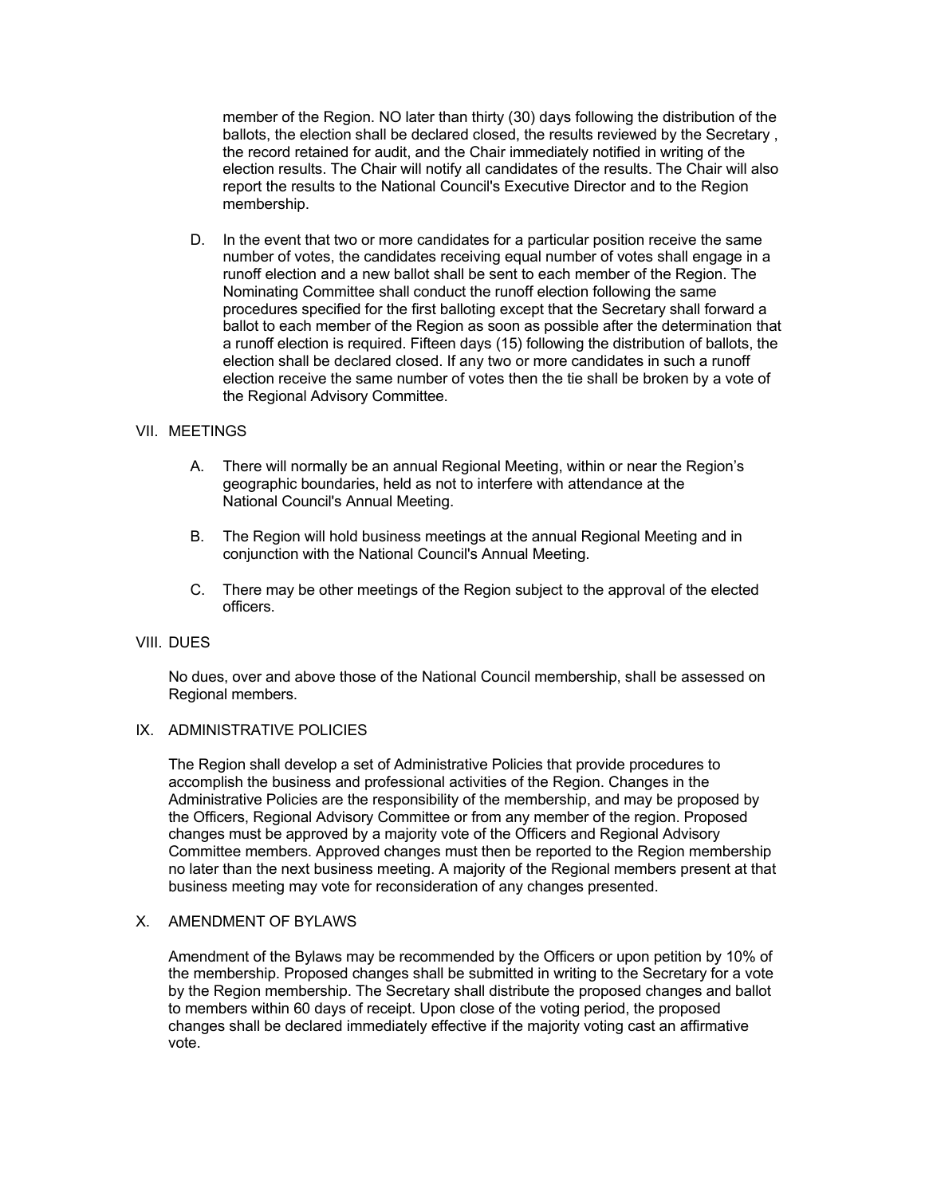member of the Region. NO later than thirty (30) days following the distribution of the ballots, the election shall be declared closed, the results reviewed by the Secretary , the record retained for audit, and the Chair immediately notified in writing of the election results. The Chair will notify all candidates of the results. The Chair will also report the results to the National Council's Executive Director and to the Region membership.

D. In the event that two or more candidates for a particular position receive the same number of votes, the candidates receiving equal number of votes shall engage in a runoff election and a new ballot shall be sent to each member of the Region. The Nominating Committee shall conduct the runoff election following the same procedures specified for the first balloting except that the Secretary shall forward a ballot to each member of the Region as soon as possible after the determination that a runoff election is required. Fifteen days (15) following the distribution of ballots, the election shall be declared closed. If any two or more candidates in such a runoff election receive the same number of votes then the tie shall be broken by a vote of the Regional Advisory Committee.

## VII. MEETINGS

A. There will normally be an annual Regional Meeting, within or near the Region's geographic boundaries, held as not to interfere with attendance at the National Council's Annual Meeting.

B. The Region will hold business meetings at the annual Regional Meeting and in conjunction with the National Council's Annual Meeting.

C. There may be other meetings of the Region subject to the approval of the elected officers.

## VIII. DUES

No dues, over and above those of the National Council membership, shall be assessed on Regional members.

## IX. ADMINISTRATIVE POLICIES

The Region shall develop a set of Administrative Policies that provide procedures to accomplish the business and professional activities of the Region. Changes in the Administrative Policies are the responsibility of the membership, and may be proposed by the Officers, Regional Advisory Committee or from any member of the region. Proposed changes must be approved by a majority vote of the Officers and Regional Advisory Committee members. Approved changes must then be reported to the Region membership no later than the next business meeting. A majority of the Regional members present at that business meeting may vote for reconsideration of any changes presented.

## X. AMENDMENT OF BYLAWS

Amendment of the Bylaws may be recommended by the Officers or upon petition by 10% of the membership. Proposed changes shall be submitted in writing to the Secretary for a vote by the Region membership. The Secretary shall distribute the proposed changes and ballot to members within 60 days of receipt. Upon close of the voting period, the proposed changes shall be declared immediately effective if the majority voting cast an affirmative vote.